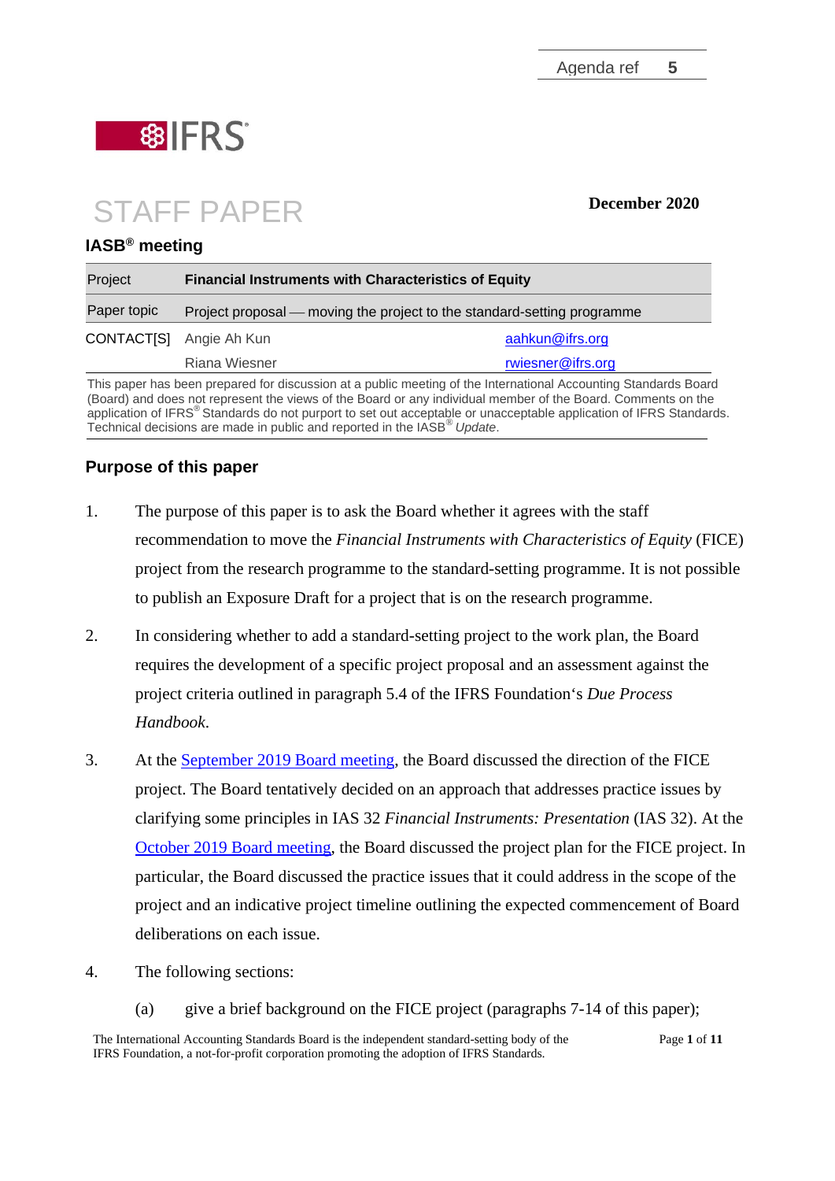Agenda ref 5

IFRS®

# STAFF PAPER

**December 2020**

## IASB® meeting

| Project | **Financial Instruments with Characteristics of Equity** | |
|---|---|---|
| Paper topic | Project proposal — moving the project to the standard-setting programme | |
| CONTACT[S] | Angie Ah Kun | aahkun@ifrs.org |
| | Riana Wiesner | rwiesner@ifrs.org |

This paper has been prepared for discussion at a public meeting of the International Accounting Standards Board (Board) and does not represent the views of the Board or any individual member of the Board. Comments on the application of IFRS® Standards do not purport to set out acceptable or unacceptable application of IFRS Standards. Technical decisions are made in public and reported in the IASB® *Update*.

## Purpose of this paper

1. The purpose of this paper is to ask the Board whether it agrees with the staff recommendation to move the *Financial Instruments with Characteristics of Equity* (FICE) project from the research programme to the standard-setting programme. It is not possible to publish an Exposure Draft for a project that is on the research programme.

2. In considering whether to add a standard-setting project to the work plan, the Board requires the development of a specific project proposal and an assessment against the project criteria outlined in paragraph 5.4 of the IFRS Foundation's *Due Process Handbook*.

3. At the September 2019 Board meeting, the Board discussed the direction of the FICE project. The Board tentatively decided on an approach that addresses practice issues by clarifying some principles in IAS 32 *Financial Instruments: Presentation* (IAS 32). At the October 2019 Board meeting, the Board discussed the project plan for the FICE project. In particular, the Board discussed the practice issues that it could address in the scope of the project and an indicative project timeline outlining the expected commencement of Board deliberations on each issue.

4. The following sections:

   (a) give a brief background on the FICE project (paragraphs 7-14 of this paper);

The International Accounting Standards Board is the independent standard-setting body of the IFRS Foundation, a not-for-profit corporation promoting the adoption of IFRS Standards.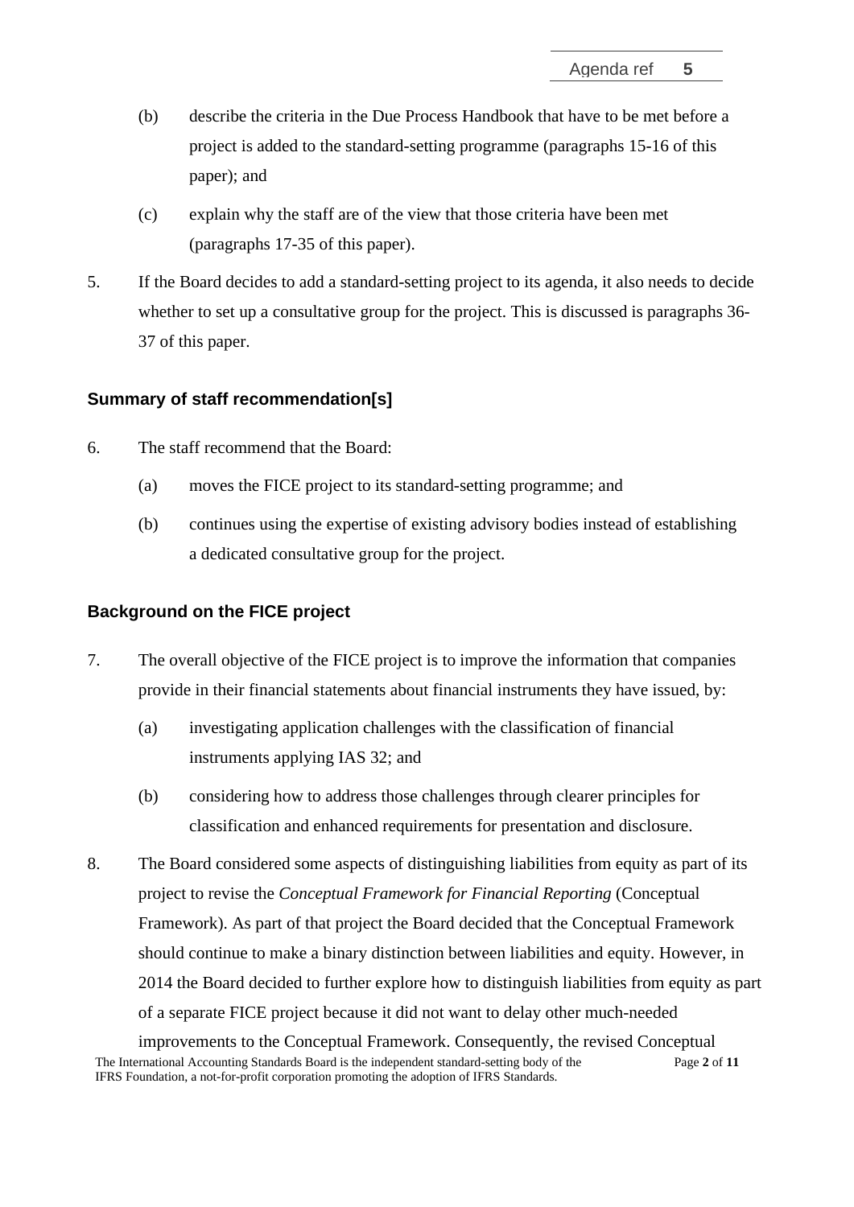(b) describe the criteria in the Due Process Handbook that have to be met before a project is added to the standard-setting programme (paragraphs 15-16 of this paper); and

(c) explain why the staff are of the view that those criteria have been met (paragraphs 17-35 of this paper).

5. If the Board decides to add a standard-setting project to its agenda, it also needs to decide whether to set up a consultative group for the project. This is discussed is paragraphs 36-37 of this paper.

## Summary of staff recommendation[s]

6. The staff recommend that the Board:

   (a) moves the FICE project to its standard-setting programme; and

   (b) continues using the expertise of existing advisory bodies instead of establishing a dedicated consultative group for the project.

## Background on the FICE project

7. The overall objective of the FICE project is to improve the information that companies provide in their financial statements about financial instruments they have issued, by:

   (a) investigating application challenges with the classification of financial instruments applying IAS 32; and

   (b) considering how to address those challenges through clearer principles for classification and enhanced requirements for presentation and disclosure.

8. The Board considered some aspects of distinguishing liabilities from equity as part of its project to revise the *Conceptual Framework for Financial Reporting* (Conceptual Framework). As part of that project the Board decided that the Conceptual Framework should continue to make a binary distinction between liabilities and equity. However, in 2014 the Board decided to further explore how to distinguish liabilities from equity as part of a separate FICE project because it did not want to delay other much-needed improvements to the Conceptual Framework. Consequently, the revised Conceptual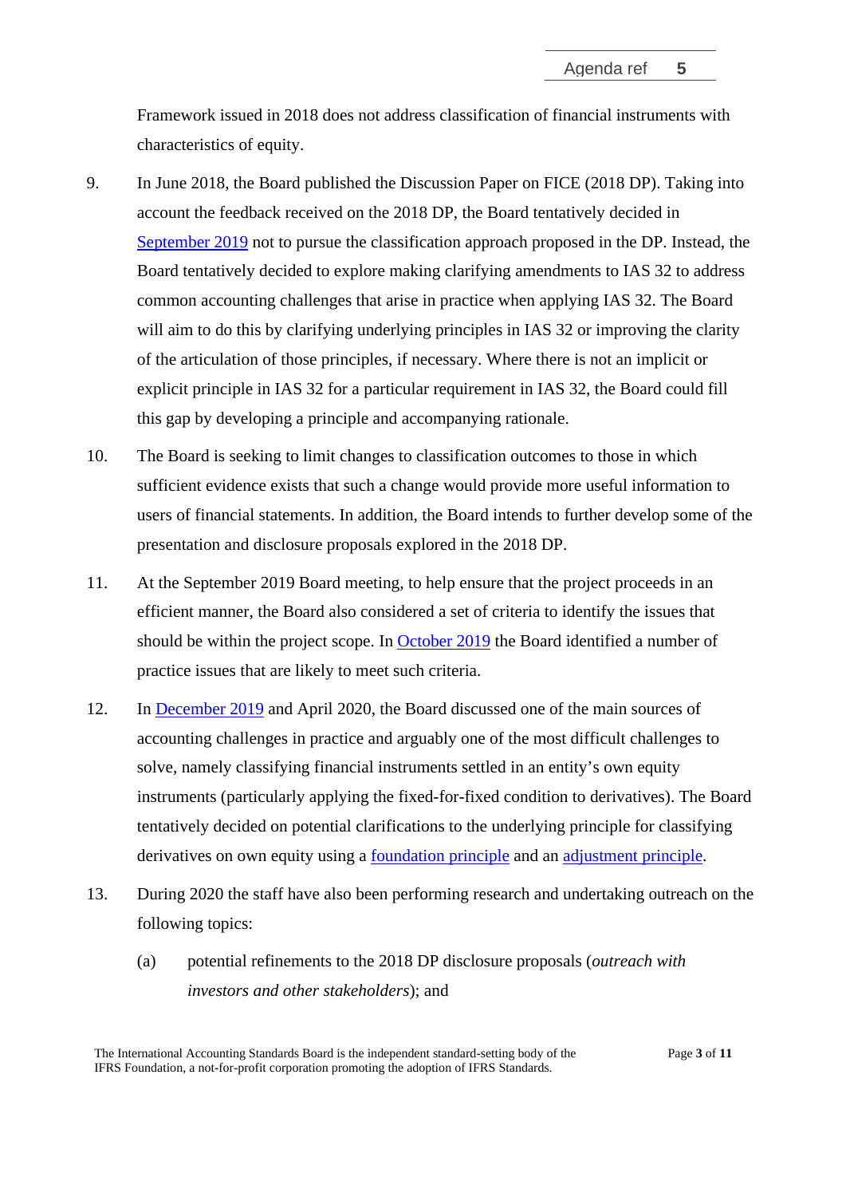Framework issued in 2018 does not address classification of financial instruments with characteristics of equity.

9. In June 2018, the Board published the Discussion Paper on FICE (2018 DP). Taking into account the feedback received on the 2018 DP, the Board tentatively decided in September 2019 not to pursue the classification approach proposed in the DP. Instead, the Board tentatively decided to explore making clarifying amendments to IAS 32 to address common accounting challenges that arise in practice when applying IAS 32. The Board will aim to do this by clarifying underlying principles in IAS 32 or improving the clarity of the articulation of those principles, if necessary. Where there is not an implicit or explicit principle in IAS 32 for a particular requirement in IAS 32, the Board could fill this gap by developing a principle and accompanying rationale.

10. The Board is seeking to limit changes to classification outcomes to those in which sufficient evidence exists that such a change would provide more useful information to users of financial statements. In addition, the Board intends to further develop some of the presentation and disclosure proposals explored in the 2018 DP.

11. At the September 2019 Board meeting, to help ensure that the project proceeds in an efficient manner, the Board also considered a set of criteria to identify the issues that should be within the project scope. In October 2019 the Board identified a number of practice issues that are likely to meet such criteria.

12. In December 2019 and April 2020, the Board discussed one of the main sources of accounting challenges in practice and arguably one of the most difficult challenges to solve, namely classifying financial instruments settled in an entity's own equity instruments (particularly applying the fixed-for-fixed condition to derivatives). The Board tentatively decided on potential clarifications to the underlying principle for classifying derivatives on own equity using a foundation principle and an adjustment principle.

13. During 2020 the staff have also been performing research and undertaking outreach on the following topics:

    (a) potential refinements to the 2018 DP disclosure proposals (*outreach with investors and other stakeholders*); and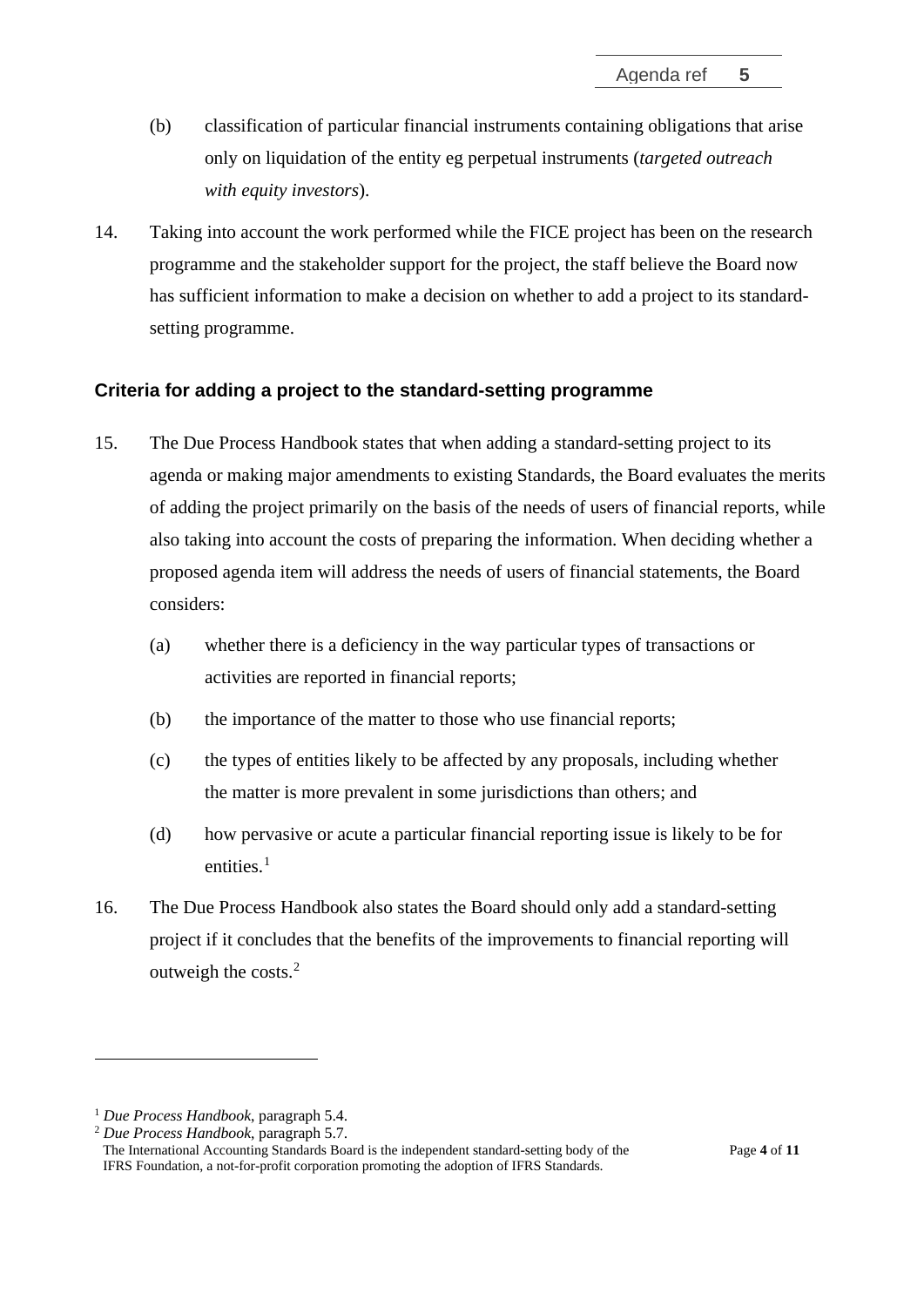(b) classification of particular financial instruments containing obligations that arise only on liquidation of the entity eg perpetual instruments (*targeted outreach with equity investors*).

14. Taking into account the work performed while the FICE project has been on the research programme and the stakeholder support for the project, the staff believe the Board now has sufficient information to make a decision on whether to add a project to its standard-setting programme.

### Criteria for adding a project to the standard-setting programme

15. The Due Process Handbook states that when adding a standard-setting project to its agenda or making major amendments to existing Standards, the Board evaluates the merits of adding the project primarily on the basis of the needs of users of financial reports, while also taking into account the costs of preparing the information. When deciding whether a proposed agenda item will address the needs of users of financial statements, the Board considers:

    (a) whether there is a deficiency in the way particular types of transactions or activities are reported in financial reports;

    (b) the importance of the matter to those who use financial reports;

    (c) the types of entities likely to be affected by any proposals, including whether the matter is more prevalent in some jurisdictions than others; and

    (d) how pervasive or acute a particular financial reporting issue is likely to be for entities.[1]

16. The Due Process Handbook also states the Board should only add a standard-setting project if it concludes that the benefits of the improvements to financial reporting will outweigh the costs.[2]

---

[1] *Due Process Handbook*, paragraph 5.4.

[2] *Due Process Handbook*, paragraph 5.7.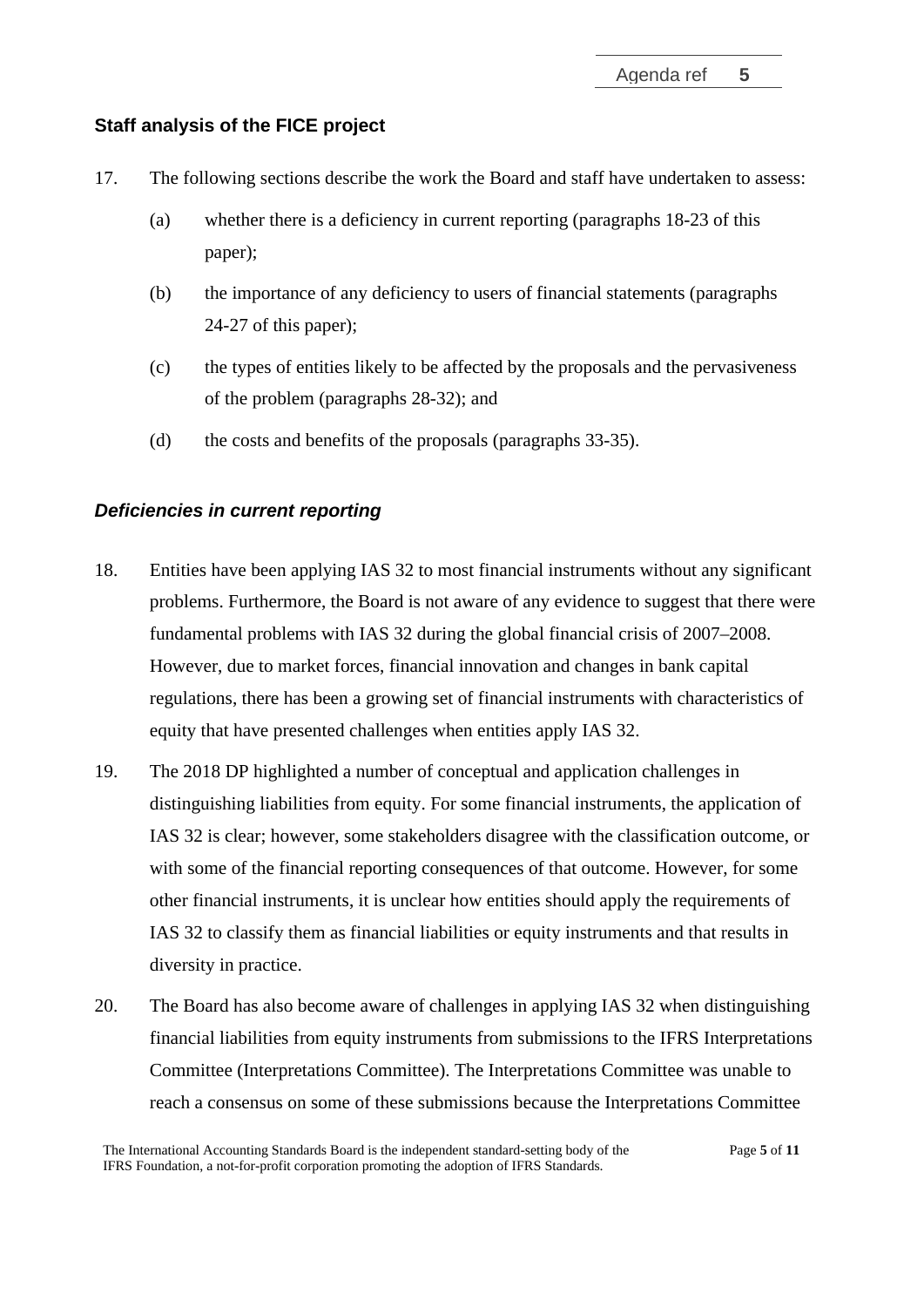## Staff analysis of the FICE project

17. The following sections describe the work the Board and staff have undertaken to assess:

    (a) whether there is a deficiency in current reporting (paragraphs 18-23 of this paper);

    (b) the importance of any deficiency to users of financial statements (paragraphs 24-27 of this paper);

    (c) the types of entities likely to be affected by the proposals and the pervasiveness of the problem (paragraphs 28-32); and

    (d) the costs and benefits of the proposals (paragraphs 33-35).

### *Deficiencies in current reporting*

18. Entities have been applying IAS 32 to most financial instruments without any significant problems. Furthermore, the Board is not aware of any evidence to suggest that there were fundamental problems with IAS 32 during the global financial crisis of 2007–2008. However, due to market forces, financial innovation and changes in bank capital regulations, there has been a growing set of financial instruments with characteristics of equity that have presented challenges when entities apply IAS 32.

19. The 2018 DP highlighted a number of conceptual and application challenges in distinguishing liabilities from equity. For some financial instruments, the application of IAS 32 is clear; however, some stakeholders disagree with the classification outcome, or with some of the financial reporting consequences of that outcome. However, for some other financial instruments, it is unclear how entities should apply the requirements of IAS 32 to classify them as financial liabilities or equity instruments and that results in diversity in practice.

20. The Board has also become aware of challenges in applying IAS 32 when distinguishing financial liabilities from equity instruments from submissions to the IFRS Interpretations Committee (Interpretations Committee). The Interpretations Committee was unable to reach a consensus on some of these submissions because the Interpretations Committee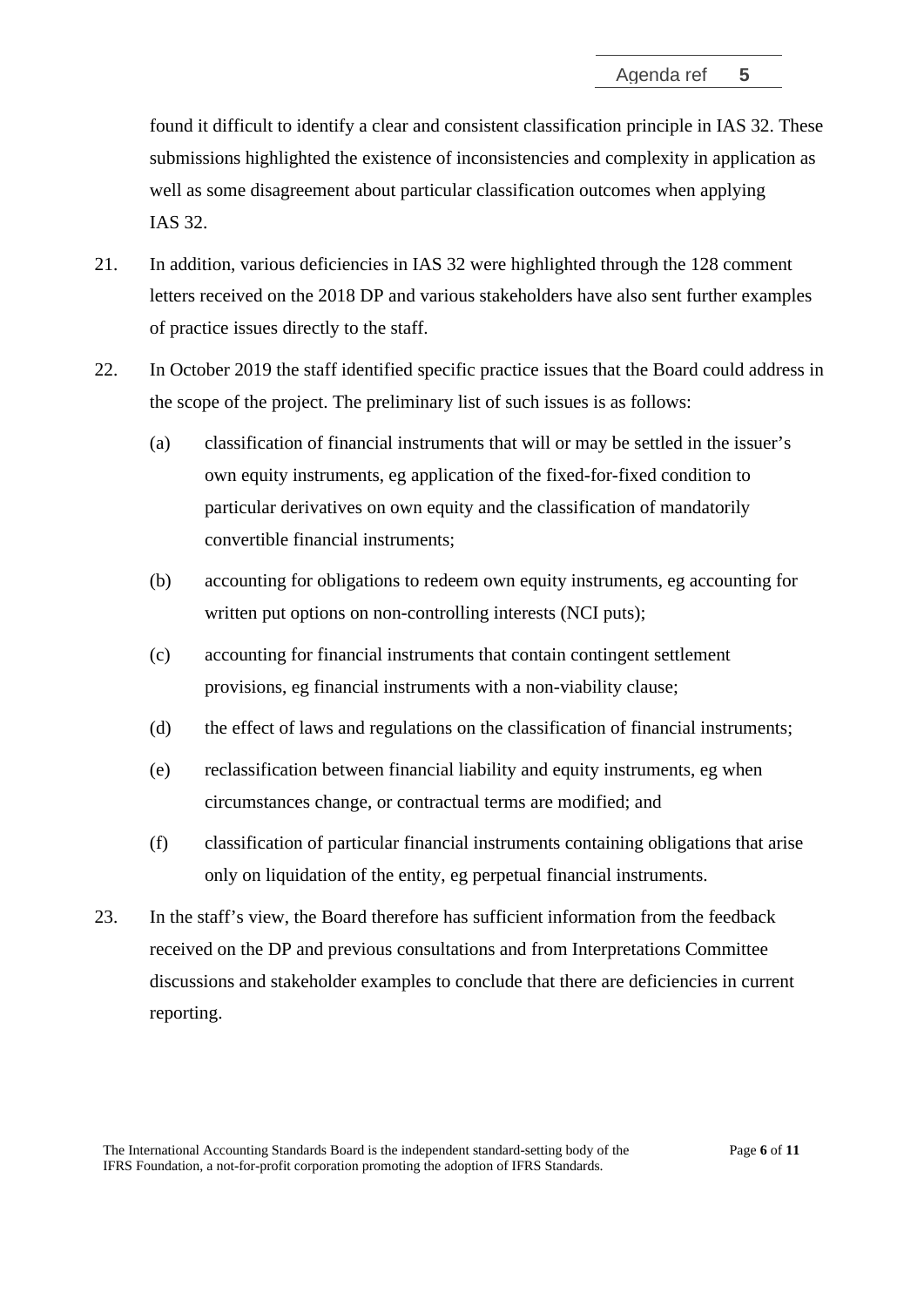found it difficult to identify a clear and consistent classification principle in IAS 32. These submissions highlighted the existence of inconsistencies and complexity in application as well as some disagreement about particular classification outcomes when applying IAS 32.

21. In addition, various deficiencies in IAS 32 were highlighted through the 128 comment letters received on the 2018 DP and various stakeholders have also sent further examples of practice issues directly to the staff.

22. In October 2019 the staff identified specific practice issues that the Board could address in the scope of the project. The preliminary list of such issues is as follows:

    (a) classification of financial instruments that will or may be settled in the issuer's own equity instruments, eg application of the fixed-for-fixed condition to particular derivatives on own equity and the classification of mandatorily convertible financial instruments;

    (b) accounting for obligations to redeem own equity instruments, eg accounting for written put options on non-controlling interests (NCI puts);

    (c) accounting for financial instruments that contain contingent settlement provisions, eg financial instruments with a non-viability clause;

    (d) the effect of laws and regulations on the classification of financial instruments;

    (e) reclassification between financial liability and equity instruments, eg when circumstances change, or contractual terms are modified; and

    (f) classification of particular financial instruments containing obligations that arise only on liquidation of the entity, eg perpetual financial instruments.

23. In the staff's view, the Board therefore has sufficient information from the feedback received on the DP and previous consultations and from Interpretations Committee discussions and stakeholder examples to conclude that there are deficiencies in current reporting.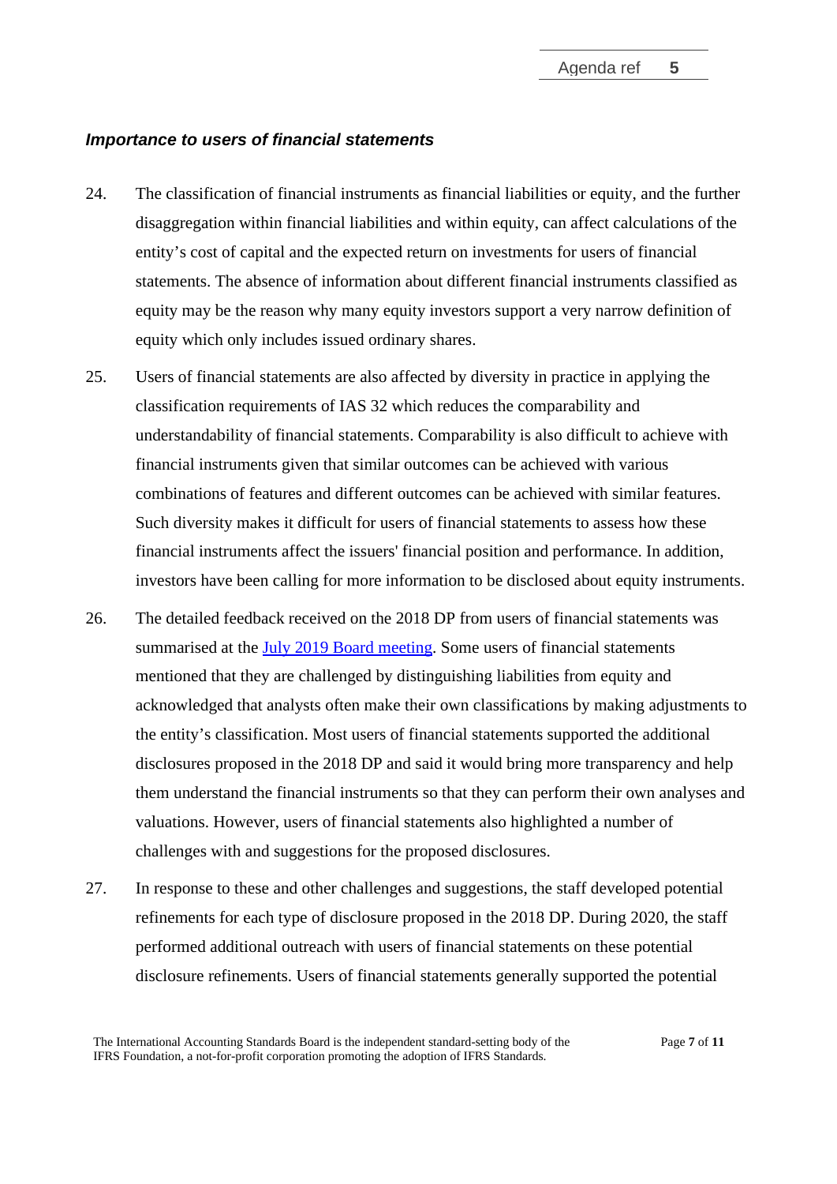***Importance to users of financial statements***

24. The classification of financial instruments as financial liabilities or equity, and the further disaggregation within financial liabilities and within equity, can affect calculations of the entity's cost of capital and the expected return on investments for users of financial statements. The absence of information about different financial instruments classified as equity may be the reason why many equity investors support a very narrow definition of equity which only includes issued ordinary shares.

25. Users of financial statements are also affected by diversity in practice in applying the classification requirements of IAS 32 which reduces the comparability and understandability of financial statements. Comparability is also difficult to achieve with financial instruments given that similar outcomes can be achieved with various combinations of features and different outcomes can be achieved with similar features. Such diversity makes it difficult for users of financial statements to assess how these financial instruments affect the issuers' financial position and performance. In addition, investors have been calling for more information to be disclosed about equity instruments.

26. The detailed feedback received on the 2018 DP from users of financial statements was summarised at the July 2019 Board meeting. Some users of financial statements mentioned that they are challenged by distinguishing liabilities from equity and acknowledged that analysts often make their own classifications by making adjustments to the entity's classification. Most users of financial statements supported the additional disclosures proposed in the 2018 DP and said it would bring more transparency and help them understand the financial instruments so that they can perform their own analyses and valuations. However, users of financial statements also highlighted a number of challenges with and suggestions for the proposed disclosures.

27. In response to these and other challenges and suggestions, the staff developed potential refinements for each type of disclosure proposed in the 2018 DP. During 2020, the staff performed additional outreach with users of financial statements on these potential disclosure refinements. Users of financial statements generally supported the potential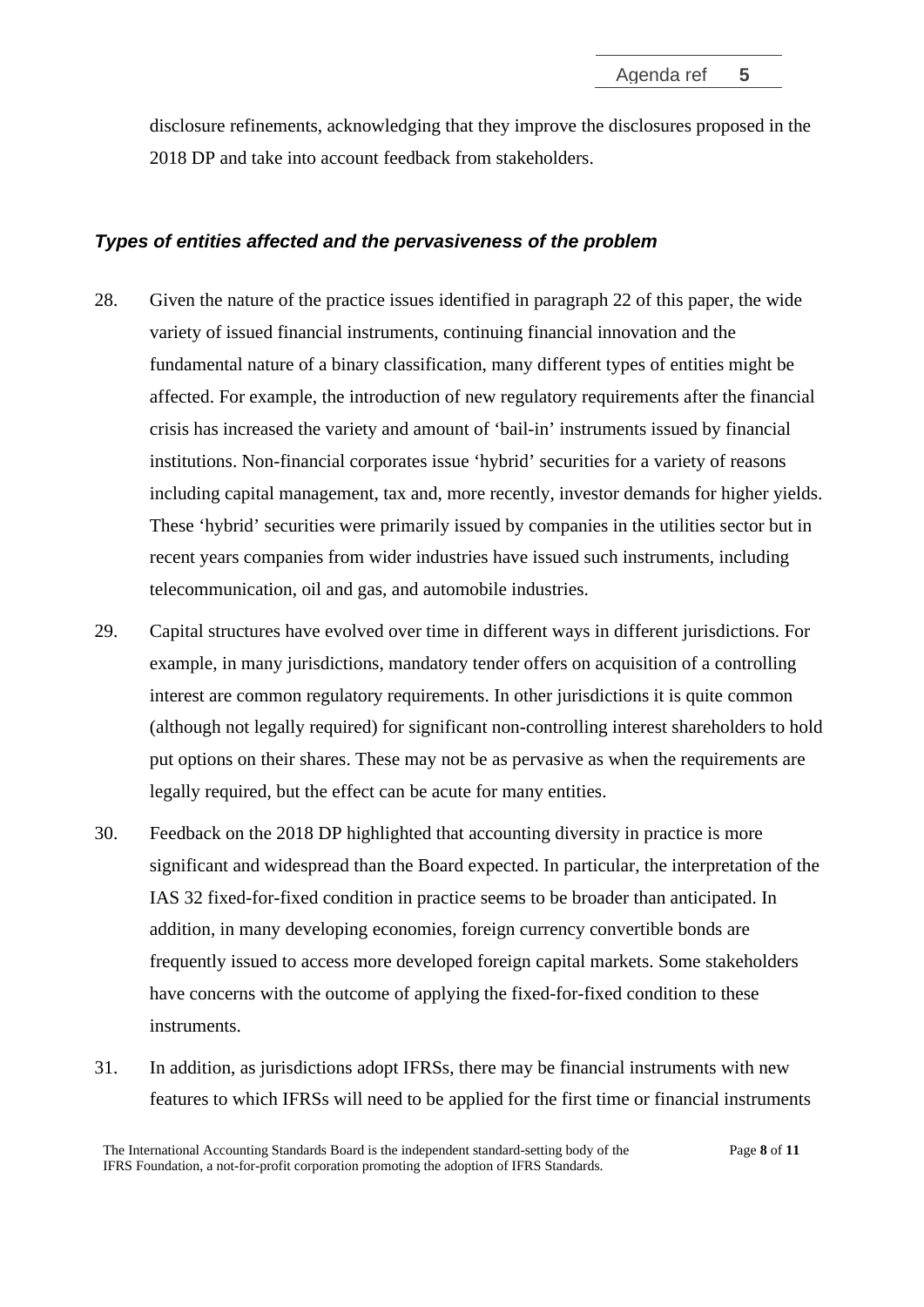disclosure refinements, acknowledging that they improve the disclosures proposed in the 2018 DP and take into account feedback from stakeholders.

### *Types of entities affected and the pervasiveness of the problem*

28. Given the nature of the practice issues identified in paragraph 22 of this paper, the wide variety of issued financial instruments, continuing financial innovation and the fundamental nature of a binary classification, many different types of entities might be affected. For example, the introduction of new regulatory requirements after the financial crisis has increased the variety and amount of 'bail-in' instruments issued by financial institutions. Non-financial corporates issue 'hybrid' securities for a variety of reasons including capital management, tax and, more recently, investor demands for higher yields. These 'hybrid' securities were primarily issued by companies in the utilities sector but in recent years companies from wider industries have issued such instruments, including telecommunication, oil and gas, and automobile industries.

29. Capital structures have evolved over time in different ways in different jurisdictions. For example, in many jurisdictions, mandatory tender offers on acquisition of a controlling interest are common regulatory requirements. In other jurisdictions it is quite common (although not legally required) for significant non-controlling interest shareholders to hold put options on their shares. These may not be as pervasive as when the requirements are legally required, but the effect can be acute for many entities.

30. Feedback on the 2018 DP highlighted that accounting diversity in practice is more significant and widespread than the Board expected. In particular, the interpretation of the IAS 32 fixed-for-fixed condition in practice seems to be broader than anticipated. In addition, in many developing economies, foreign currency convertible bonds are frequently issued to access more developed foreign capital markets. Some stakeholders have concerns with the outcome of applying the fixed-for-fixed condition to these instruments.

31. In addition, as jurisdictions adopt IFRSs, there may be financial instruments with new features to which IFRSs will need to be applied for the first time or financial instruments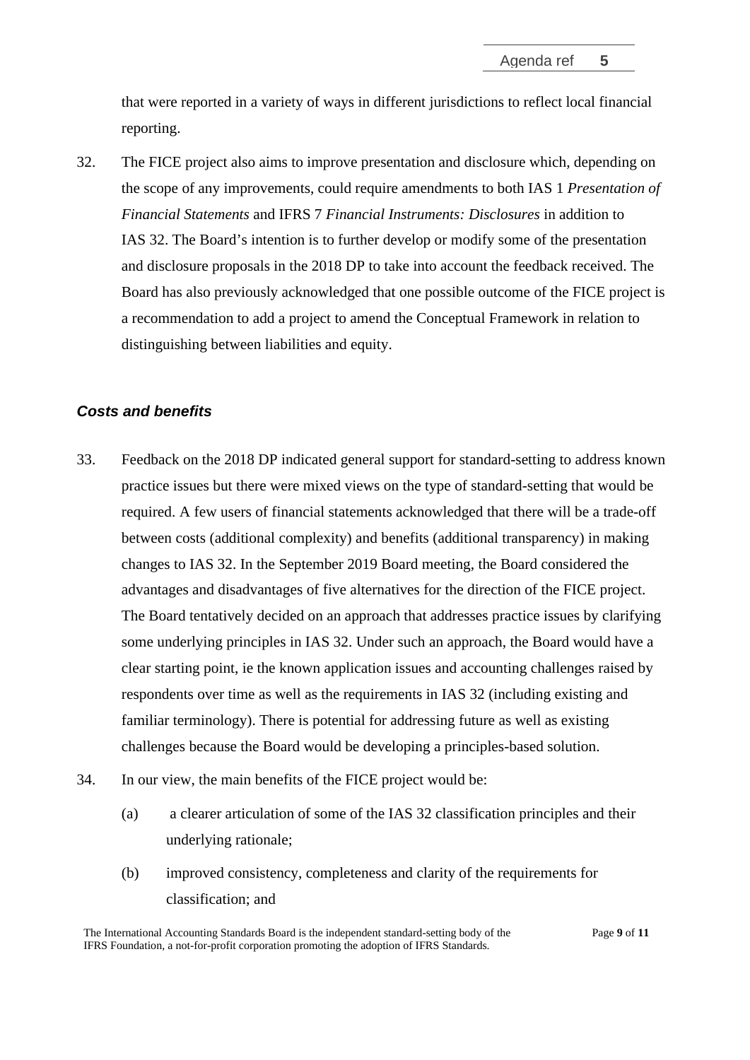that were reported in a variety of ways in different jurisdictions to reflect local financial reporting.

32. The FICE project also aims to improve presentation and disclosure which, depending on the scope of any improvements, could require amendments to both IAS 1 *Presentation of Financial Statements* and IFRS 7 *Financial Instruments: Disclosures* in addition to IAS 32. The Board's intention is to further develop or modify some of the presentation and disclosure proposals in the 2018 DP to take into account the feedback received. The Board has also previously acknowledged that one possible outcome of the FICE project is a recommendation to add a project to amend the Conceptual Framework in relation to distinguishing between liabilities and equity.

### *Costs and benefits*

33. Feedback on the 2018 DP indicated general support for standard-setting to address known practice issues but there were mixed views on the type of standard-setting that would be required. A few users of financial statements acknowledged that there will be a trade-off between costs (additional complexity) and benefits (additional transparency) in making changes to IAS 32. In the September 2019 Board meeting, the Board considered the advantages and disadvantages of five alternatives for the direction of the FICE project. The Board tentatively decided on an approach that addresses practice issues by clarifying some underlying principles in IAS 32. Under such an approach, the Board would have a clear starting point, ie the known application issues and accounting challenges raised by respondents over time as well as the requirements in IAS 32 (including existing and familiar terminology). There is potential for addressing future as well as existing challenges because the Board would be developing a principles-based solution.

34. In our view, the main benefits of the FICE project would be:

    (a) a clearer articulation of some of the IAS 32 classification principles and their underlying rationale;

    (b) improved consistency, completeness and clarity of the requirements for classification; and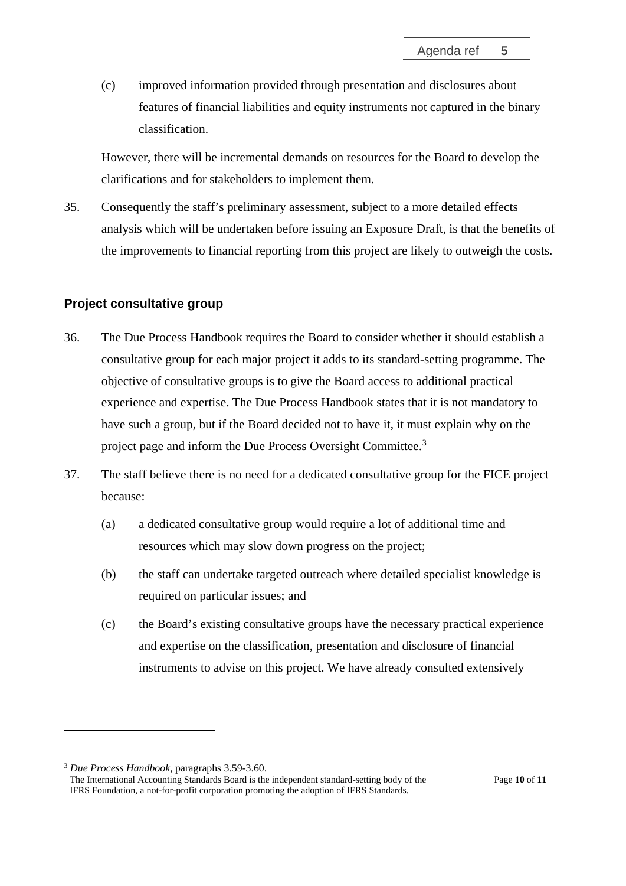(c) improved information provided through presentation and disclosures about features of financial liabilities and equity instruments not captured in the binary classification.

However, there will be incremental demands on resources for the Board to develop the clarifications and for stakeholders to implement them.

35. Consequently the staff's preliminary assessment, subject to a more detailed effects analysis which will be undertaken before issuing an Exposure Draft, is that the benefits of the improvements to financial reporting from this project are likely to outweigh the costs.

## Project consultative group

36. The Due Process Handbook requires the Board to consider whether it should establish a consultative group for each major project it adds to its standard-setting programme. The objective of consultative groups is to give the Board access to additional practical experience and expertise. The Due Process Handbook states that it is not mandatory to have such a group, but if the Board decided not to have it, it must explain why on the project page and inform the Due Process Oversight Committee.[3]

37. The staff believe there is no need for a dedicated consultative group for the FICE project because:

   (a) a dedicated consultative group would require a lot of additional time and resources which may slow down progress on the project;

   (b) the staff can undertake targeted outreach where detailed specialist knowledge is required on particular issues; and

   (c) the Board's existing consultative groups have the necessary practical experience and expertise on the classification, presentation and disclosure of financial instruments to advise on this project. We have already consulted extensively

[3] *Due Process Handbook*, paragraphs 3.59-3.60.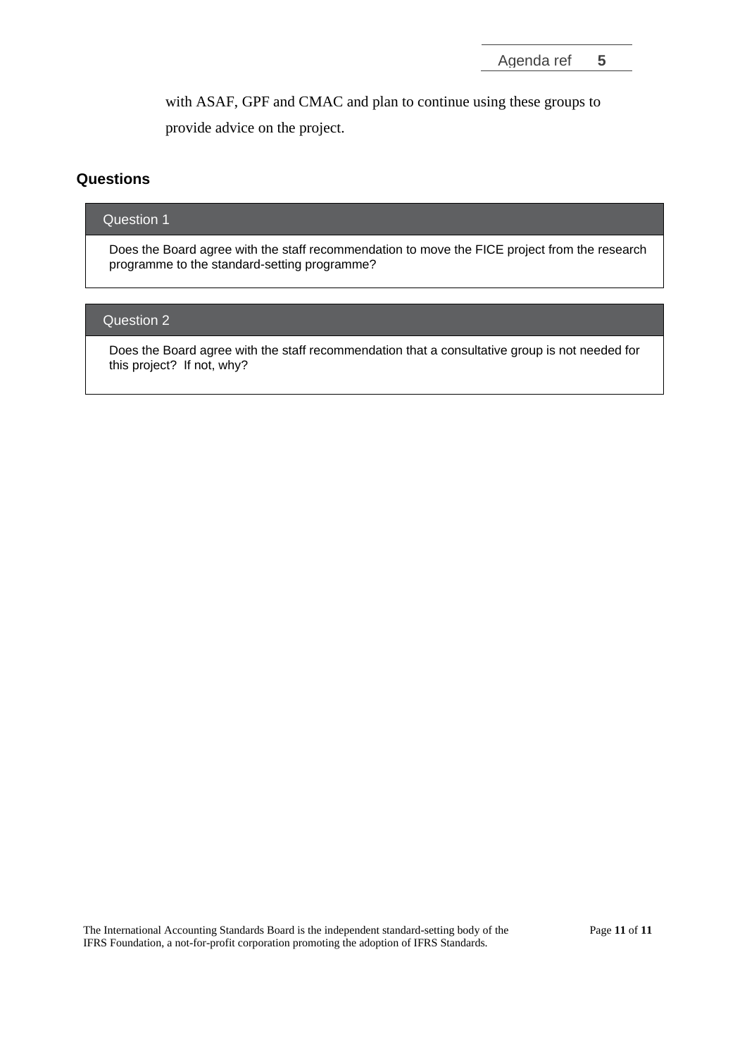with ASAF, GPF and CMAC and plan to continue using these groups to provide advice on the project.

## Questions

| Question 1 |
| --- |
| Does the Board agree with the staff recommendation to move the FICE project from the research programme to the standard-setting programme? |

| Question 2 |
| --- |
| Does the Board agree with the staff recommendation that a consultative group is not needed for this project? If not, why? |